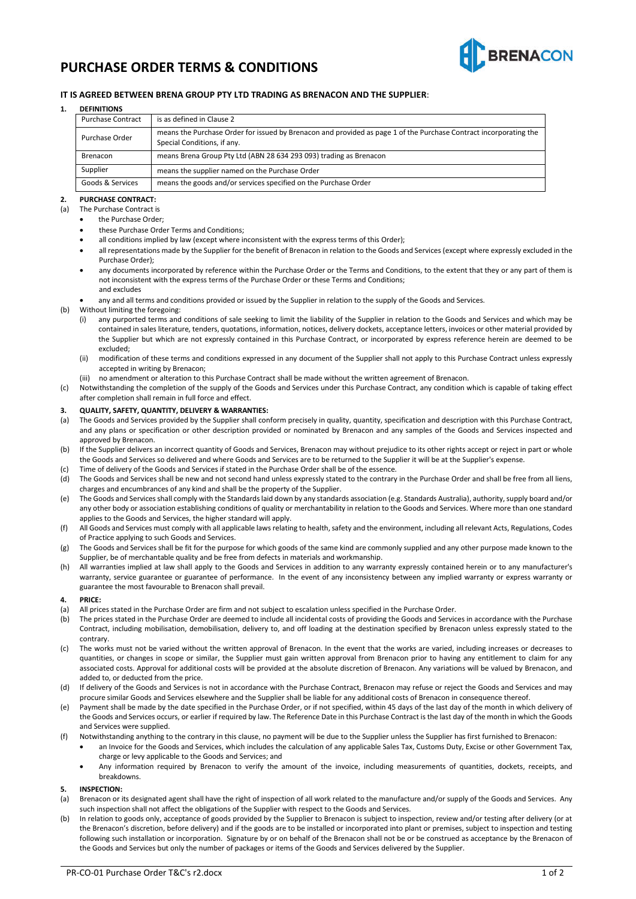# PURCHASE ORDER TERMS & CONDITIONS

**IT IS AGREED BETWEEN BRENA GROUP PTY LTD TRADING AS BRENACON AND THE SUPPLIER**:

## 1. DEFINITIONS

| Term | Definition |
|---|---|
| Purchase Contract | is as defined in Clause 2 |
| Purchase Order | means the Purchase Order for issued by Brenacon and provided as page 1 of the Purchase Contract incorporating the Special Conditions, if any. |
| Brenacon | means Brena Group Pty Ltd (ABN 28 634 293 093) trading as Brenacon |
| Supplier | means the supplier named on the Purchase Order |
| Goods & Services | means the goods and/or services specified on the Purchase Order |

## 2. PURCHASE CONTRACT:

(a) The Purchase Contract is

- the Purchase Order;
- these Purchase Order Terms and Conditions;
- all conditions implied by law (except where inconsistent with the express terms of this Order);
- all representations made by the Supplier for the benefit of Brenacon in relation to the Goods and Services (except where expressly excluded in the Purchase Order);
- any documents incorporated by reference within the Purchase Order or the Terms and Conditions, to the extent that they or any part of them is not inconsistent with the express terms of the Purchase Order or these Terms and Conditions;
  and excludes
- any and all terms and conditions provided or issued by the Supplier in relation to the supply of the Goods and Services.

(b) Without limiting the foregoing:

(i) any purported terms and conditions of sale seeking to limit the liability of the Supplier in relation to the Goods and Services and which may be contained in sales literature, tenders, quotations, information, notices, delivery dockets, acceptance letters, invoices or other material provided by the Supplier but which are not expressly contained in this Purchase Contract, or incorporated by express reference herein are deemed to be excluded;

(ii) modification of these terms and conditions expressed in any document of the Supplier shall not apply to this Purchase Contract unless expressly accepted in writing by Brenacon;

(iii) no amendment or alteration to this Purchase Contract shall be made without the written agreement of Brenacon.

(c) Notwithstanding the completion of the supply of the Goods and Services under this Purchase Contract, any condition which is capable of taking effect after completion shall remain in full force and effect.

## 3. QUALITY, SAFETY, QUANTITY, DELIVERY & WARRANTIES:

(a) The Goods and Services provided by the Supplier shall conform precisely in quality, quantity, specification and description with this Purchase Contract, and any plans or specification or other description provided or nominated by Brenacon and any samples of the Goods and Services inspected and approved by Brenacon.

(b) If the Supplier delivers an incorrect quantity of Goods and Services, Brenacon may without prejudice to its other rights accept or reject in part or whole the Goods and Services so delivered and where Goods and Services are to be returned to the Supplier it will be at the Supplier's expense.

(c) Time of delivery of the Goods and Services if stated in the Purchase Order shall be of the essence.

(d) The Goods and Services shall be new and not second hand unless expressly stated to the contrary in the Purchase Order and shall be free from all liens, charges and encumbrances of any kind and shall be the property of the Supplier.

(e) The Goods and Services shall comply with the Standards laid down by any standards association (e.g. Standards Australia), authority, supply board and/or any other body or association establishing conditions of quality or merchantability in relation to the Goods and Services. Where more than one standard applies to the Goods and Services, the higher standard will apply.

(f) All Goods and Services must comply with all applicable laws relating to health, safety and the environment, including all relevant Acts, Regulations, Codes of Practice applying to such Goods and Services.

(g) The Goods and Services shall be fit for the purpose for which goods of the same kind are commonly supplied and any other purpose made known to the Supplier, be of merchantable quality and be free from defects in materials and workmanship.

(h) All warranties implied at law shall apply to the Goods and Services in addition to any warranty expressly contained herein or to any manufacturer's warranty, service guarantee or guarantee of performance. In the event of any inconsistency between any implied warranty or express warranty or guarantee the most favourable to Brenacon shall prevail.

## 4. PRICE:

(a) All prices stated in the Purchase Order are firm and not subject to escalation unless specified in the Purchase Order.

(b) The prices stated in the Purchase Order are deemed to include all incidental costs of providing the Goods and Services in accordance with the Purchase Contract, including mobilisation, demobilisation, delivery to, and off loading at the destination specified by Brenacon unless expressly stated to the contrary.

(c) The works must not be varied without the written approval of Brenacon. In the event that the works are varied, including increases or decreases to quantities, or changes in scope or similar, the Supplier must gain written approval from Brenacon prior to having any entitlement to claim for any associated costs. Approval for additional costs will be provided at the absolute discretion of Brenacon. Any variations will be valued by Brenacon, and added to, or deducted from the price.

(d) If delivery of the Goods and Services is not in accordance with the Purchase Contract, Brenacon may refuse or reject the Goods and Services and may procure similar Goods and Services elsewhere and the Supplier shall be liable for any additional costs of Brenacon in consequence thereof.

(e) Payment shall be made by the date specified in the Purchase Order, or if not specified, within 45 days of the last day of the month in which delivery of the Goods and Services occurs, or earlier if required by law. The Reference Date in this Purchase Contract is the last day of the month in which the Goods and Services were supplied.

(f) Notwithstanding anything to the contrary in this clause, no payment will be due to the Supplier unless the Supplier has first furnished to Brenacon:

- an Invoice for the Goods and Services, which includes the calculation of any applicable Sales Tax, Customs Duty, Excise or other Government Tax, charge or levy applicable to the Goods and Services; and
- Any information required by Brenacon to verify the amount of the invoice, including measurements of quantities, dockets, receipts, and breakdowns.

## 5. INSPECTION:

(a) Brenacon or its designated agent shall have the right of inspection of all work related to the manufacture and/or supply of the Goods and Services. Any such inspection shall not affect the obligations of the Supplier with respect to the Goods and Services.

(b) In relation to goods only, acceptance of goods provided by the Supplier to Brenacon is subject to inspection, review and/or testing after delivery (or at the Brenacon's discretion, before delivery) and if the goods are to be installed or incorporated into plant or premises, subject to inspection and testing following such installation or incorporation. Signature by or on behalf of the Brenacon shall not be or be construed as acceptance by the Brenacon of the Goods and Services but only the number of packages or items of the Goods and Services delivered by the Supplier.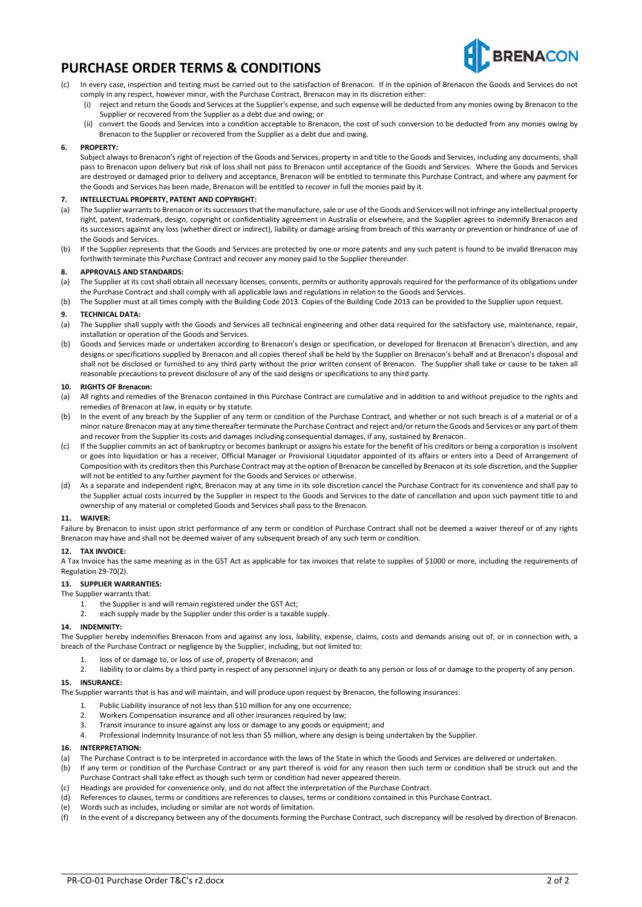# PURCHASE ORDER TERMS & CONDITIONS

(c) In every case, inspection and testing must be carried out to the satisfaction of Brenacon. If in the opinion of Brenacon the Goods and Services do not comply in any respect, however minor, with the Purchase Contract, Brenacon may in its discretion either:

  (i) reject and return the Goods and Services at the Supplier's expense, and such expense will be deducted from any monies owing by Brenacon to the Supplier or recovered from the Supplier as a debt due and owing; or

  (ii) convert the Goods and Services into a condition acceptable to Brenacon, the cost of such conversion to be deducted from any monies owing by Brenacon to the Supplier or recovered from the Supplier as a debt due and owing.

**6. PROPERTY:**

Subject always to Brenacon's right of rejection of the Goods and Services, property in and title to the Goods and Services, including any documents, shall pass to Brenacon upon delivery but risk of loss shall not pass to Brenacon until acceptance of the Goods and Services. Where the Goods and Services are destroyed or damaged prior to delivery and acceptance, Brenacon will be entitled to terminate this Purchase Contract, and where any payment for the Goods and Services has been made, Brenacon will be entitled to recover in full the monies paid by it.

**7. INTELLECTUAL PROPERTY, PATENT AND COPYRIGHT:**

(a) The Supplier warrants to Brenacon or its successors that the manufacture, sale or use of the Goods and Services will not infringe any intellectual property right, patent, trademark, design, copyright or confidentiality agreement in Australia or elsewhere, and the Supplier agrees to indemnify Brenacon and its successors against any loss (whether direct or indirect), liability or damage arising from breach of this warranty or prevention or hindrance of use of the Goods and Services.

(b) If the Supplier represents that the Goods and Services are protected by one or more patents and any such patent is found to be invalid Brenacon may forthwith terminate this Purchase Contract and recover any money paid to the Supplier thereunder.

**8. APPROVALS AND STANDARDS:**

(a) The Supplier at its cost shall obtain all necessary licenses, consents, permits or authority approvals required for the performance of its obligations under the Purchase Contract and shall comply with all applicable laws and regulations in relation to the Goods and Services.

(b) The Supplier must at all times comply with the Building Code 2013. Copies of the Building Code 2013 can be provided to the Supplier upon request.

**9. TECHNICAL DATA:**

(a) The Supplier shall supply with the Goods and Services all technical engineering and other data required for the satisfactory use, maintenance, repair, installation or operation of the Goods and Services.

(b) Goods and Services made or undertaken according to Brenacon's design or specification, or developed for Brenacon at Brenacon's direction, and any designs or specifications supplied by Brenacon and all copies thereof shall be held by the Supplier on Brenacon's behalf and at Brenacon's disposal and shall not be disclosed or furnished to any third party without the prior written consent of Brenacon. The Supplier shall take or cause to be taken all reasonable precautions to prevent disclosure of any of the said designs or specifications to any third party.

**10. RIGHTS OF Brenacon:**

(a) All rights and remedies of the Brenacon contained in this Purchase Contract are cumulative and in addition to and without prejudice to the rights and remedies of Brenacon at law, in equity or by statute.

(b) In the event of any breach by the Supplier of any term or condition of the Purchase Contract, and whether or not such breach is of a material or of a minor nature Brenacon may at any time thereafter terminate the Purchase Contract and reject and/or return the Goods and Services or any part of them and recover from the Supplier its costs and damages including consequential damages, if any, sustained by Brenacon.

(c) If the Supplier commits an act of bankruptcy or becomes bankrupt or assigns his estate for the benefit of his creditors or being a corporation is insolvent or goes into liquidation or has a receiver, Official Manager or Provisional Liquidator appointed of its affairs or enters into a Deed of Arrangement of Composition with its creditors then this Purchase Contract may at the option of Brenacon be cancelled by Brenacon at its sole discretion, and the Supplier will not be entitled to any further payment for the Goods and Services or otherwise.

(d) As a separate and independent right, Brenacon may at any time in its sole discretion cancel the Purchase Contract for its convenience and shall pay to the Supplier actual costs incurred by the Supplier in respect to the Goods and Services to the date of cancellation and upon such payment title to and ownership of any material or completed Goods and Services shall pass to the Brenacon.

**11. WAIVER:**

Failure by Brenacon to insist upon strict performance of any term or condition of Purchase Contract shall not be deemed a waiver thereof or of any rights Brenacon may have and shall not be deemed waiver of any subsequent breach of any such term or condition.

**12. TAX INVOICE:**

A Tax Invoice has the same meaning as in the GST Act as applicable for tax invoices that relate to supplies of $1000 or more, including the requirements of Regulation 29-70(2).

**13. SUPPLIER WARRANTIES:**

The Supplier warrants that:

1. the Supplier is and will remain registered under the GST Act;
2. each supply made by the Supplier under this order is a taxable supply.

**14. INDEMNITY:**

The Supplier hereby indemnifies Brenacon from and against any loss, liability, expense, claims, costs and demands arising out of, or in connection with, a breach of the Purchase Contract or negligence by the Supplier, including, but not limited to:

1. loss of or damage to, or loss of use of, property of Brenacon; and
2. liability to or claims by a third party in respect of any personnel injury or death to any person or loss of or damage to the property of any person.

**15. INSURANCE:**

The Supplier warrants that is has and will maintain, and will produce upon request by Brenacon, the following insurances:

1. Public Liability insurance of not less than $10 million for any one occurrence;
2. Workers Compensation insurance and all other insurances required by law;
3. Transit insurance to insure against any loss or damage to any goods or equipment; and
4. Professional Indemnity Insurance of not less than $5 million, where any design is being undertaken by the Supplier.

**16. INTERPRETATION:**

(a) The Purchase Contract is to be interpreted in accordance with the laws of the State in which the Goods and Services are delivered or undertaken.

(b) If any term or condition of the Purchase Contract or any part thereof is void for any reason then such term or condition shall be struck out and the Purchase Contract shall take effect as though such term or condition had never appeared therein.

(c) Headings are provided for convenience only, and do not affect the interpretation of the Purchase Contract.

(d) References to clauses, terms or conditions are references to clauses, terms or conditions contained in this Purchase Contract.

(e) Words such as includes, including or similar are not words of limitation.

(f) In the event of a discrepancy between any of the documents forming the Purchase Contract, such discrepancy will be resolved by direction of Brenacon.